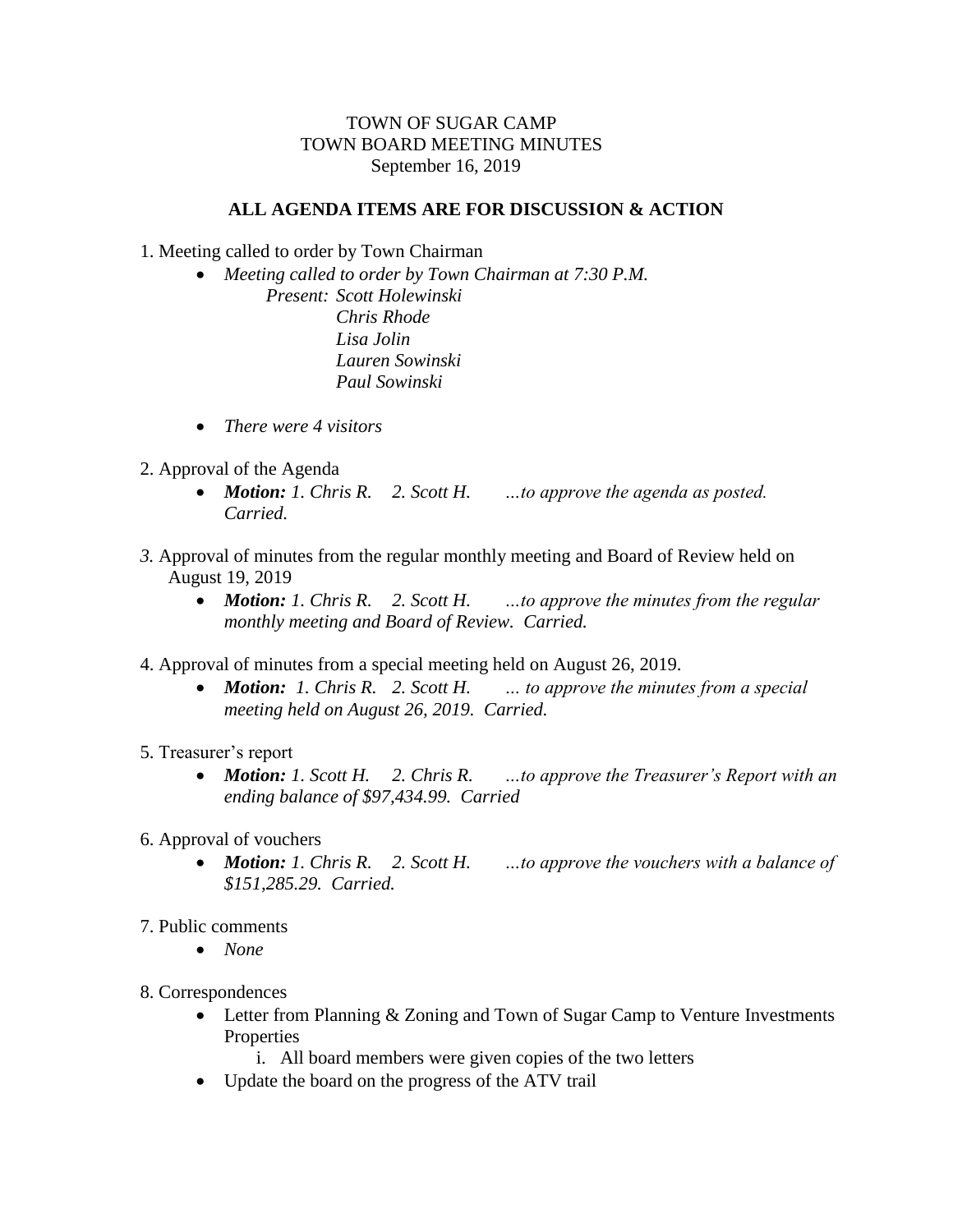TOWN OF SUGAR CAMP
TOWN BOARD MEETING MINUTES
September 16, 2019

**ALL AGENDA ITEMS ARE FOR DISCUSSION & ACTION**

1. Meeting called to order by Town Chairman
    - *Meeting called to order by Town Chairman at 7:30 P.M.*
      *Present: Scott Holewinski*
      *Chris Rhode*
      *Lisa Jolin*
      *Lauren Sowinski*
      *Paul Sowinski*
    - *There were 4 visitors*

2. Approval of the Agenda
    - ***Motion:** 1. Chris R. 2. Scott H. …to approve the agenda as posted. Carried.*

*3.* Approval of minutes from the regular monthly meeting and Board of Review held on August 19, 2019
    - ***Motion:** 1. Chris R. 2. Scott H. …to approve the minutes from the regular monthly meeting and Board of Review. Carried.*

4. Approval of minutes from a special meeting held on August 26, 2019.
    - ***Motion:** 1. Chris R. 2. Scott H. … to approve the minutes from a special meeting held on August 26, 2019. Carried.*

5. Treasurer's report
    - ***Motion:** 1. Scott H. 2. Chris R. …to approve the Treasurer's Report with an ending balance of $97,434.99. Carried*

6. Approval of vouchers
    - ***Motion:** 1. Chris R. 2. Scott H. …to approve the vouchers with a balance of $151,285.29. Carried.*

7. Public comments
    - *None*

8. Correspondences
    - Letter from Planning & Zoning and Town of Sugar Camp to Venture Investments Properties
        i. All board members were given copies of the two letters
    - Update the board on the progress of the ATV trail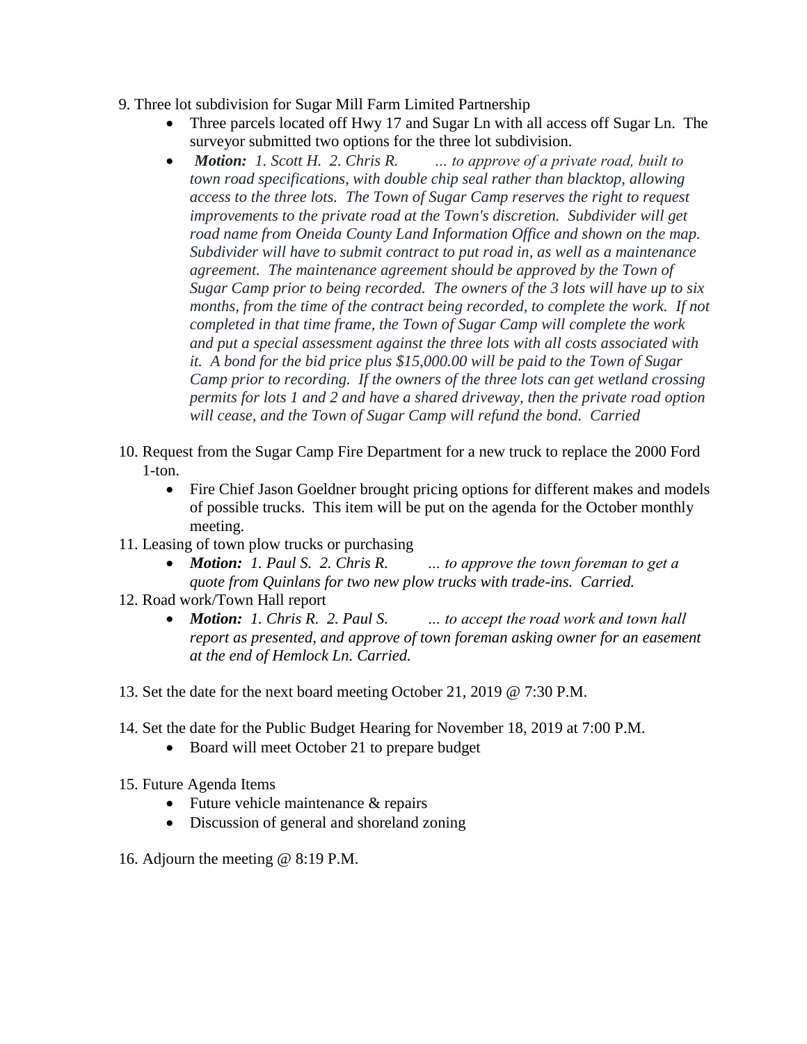9. Three lot subdivision for Sugar Mill Farm Limited Partnership
    - Three parcels located off Hwy 17 and Sugar Ln with all access off Sugar Ln. The surveyor submitted two options for the three lot subdivision.
    - ***Motion:*** *1. Scott H. 2. Chris R. … to approve of a private road, built to town road specifications, with double chip seal rather than blacktop, allowing access to the three lots. The Town of Sugar Camp reserves the right to request improvements to the private road at the Town's discretion. Subdivider will get road name from Oneida County Land Information Office and shown on the map. Subdivider will have to submit contract to put road in, as well as a maintenance agreement. The maintenance agreement should be approved by the Town of Sugar Camp prior to being recorded. The owners of the 3 lots will have up to six months, from the time of the contract being recorded, to complete the work. If not completed in that time frame, the Town of Sugar Camp will complete the work and put a special assessment against the three lots with all costs associated with it. A bond for the bid price plus $15,000.00 will be paid to the Town of Sugar Camp prior to recording. If the owners of the three lots can get wetland crossing permits for lots 1 and 2 and have a shared driveway, then the private road option will cease, and the Town of Sugar Camp will refund the bond. Carried*

10. Request from the Sugar Camp Fire Department for a new truck to replace the 2000 Ford 1-ton.
    - Fire Chief Jason Goeldner brought pricing options for different makes and models of possible trucks. This item will be put on the agenda for the October monthly meeting.
11. Leasing of town plow trucks or purchasing
    - ***Motion:*** *1. Paul S. 2. Chris R. … to approve the town foreman to get a quote from Quinlans for two new plow trucks with trade-ins. Carried.*
12. Road work/Town Hall report
    - ***Motion:*** *1. Chris R. 2. Paul S. … to accept the road work and town hall report as presented, and approve of town foreman asking owner for an easement at the end of Hemlock Ln. Carried.*

13. Set the date for the next board meeting October 21, 2019 @ 7:30 P.M.

14. Set the date for the Public Budget Hearing for November 18, 2019 at 7:00 P.M.
    - Board will meet October 21 to prepare budget

15. Future Agenda Items
    - Future vehicle maintenance & repairs
    - Discussion of general and shoreland zoning

16. Adjourn the meeting @ 8:19 P.M.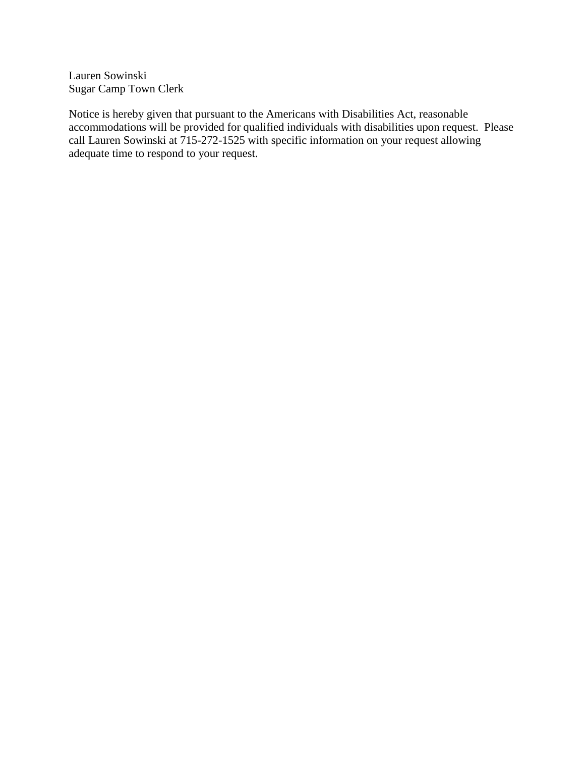Lauren Sowinski  
Sugar Camp Town Clerk

Notice is hereby given that pursuant to the Americans with Disabilities Act, reasonable accommodations will be provided for qualified individuals with disabilities upon request. Please call Lauren Sowinski at 715-272-1525 with specific information on your request allowing adequate time to respond to your request.